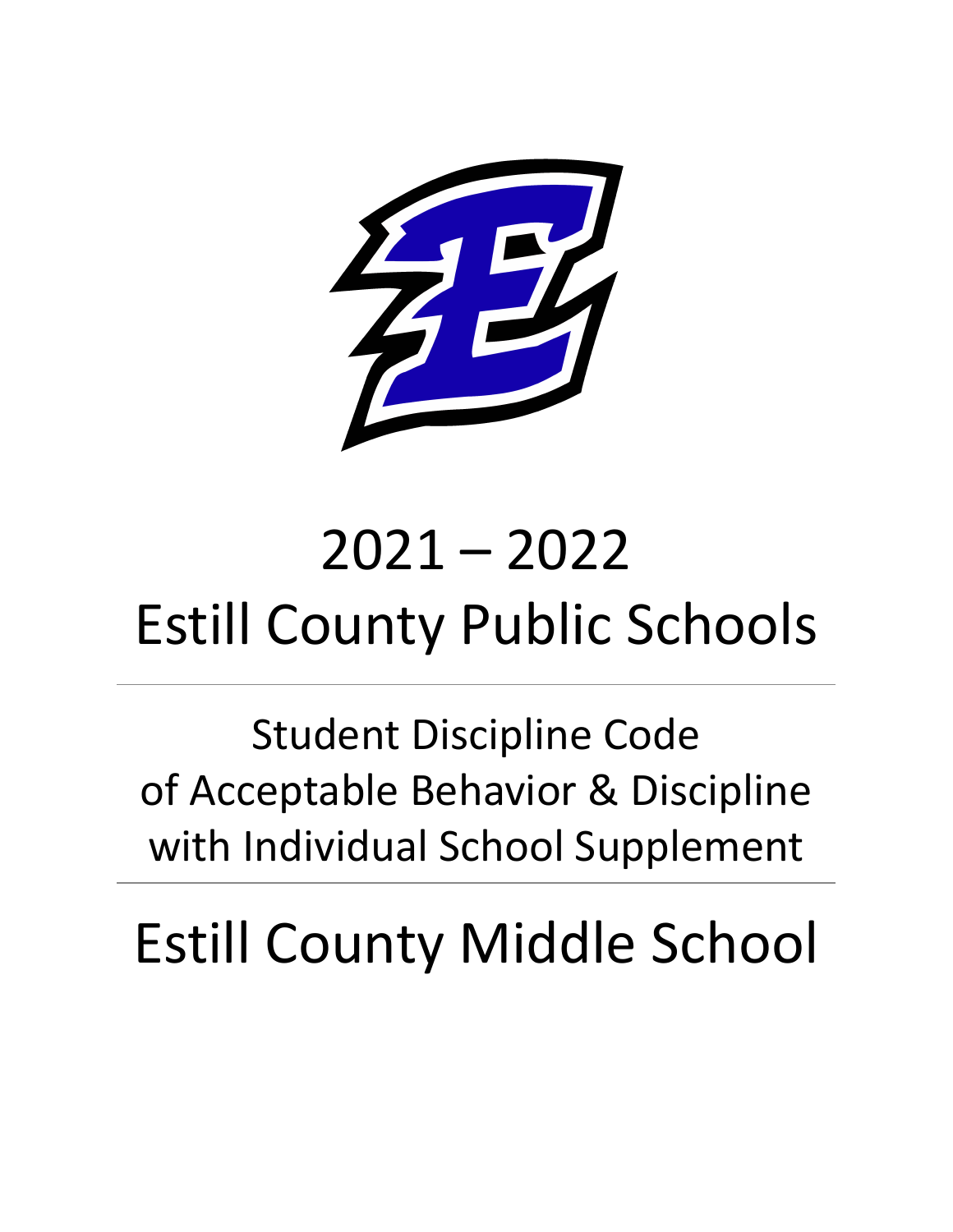# 2021 – 2022
# Estill County Public Schools

---

## Student Discipline Code of Acceptable Behavior & Discipline with Individual School Supplement

---

# Estill County Middle School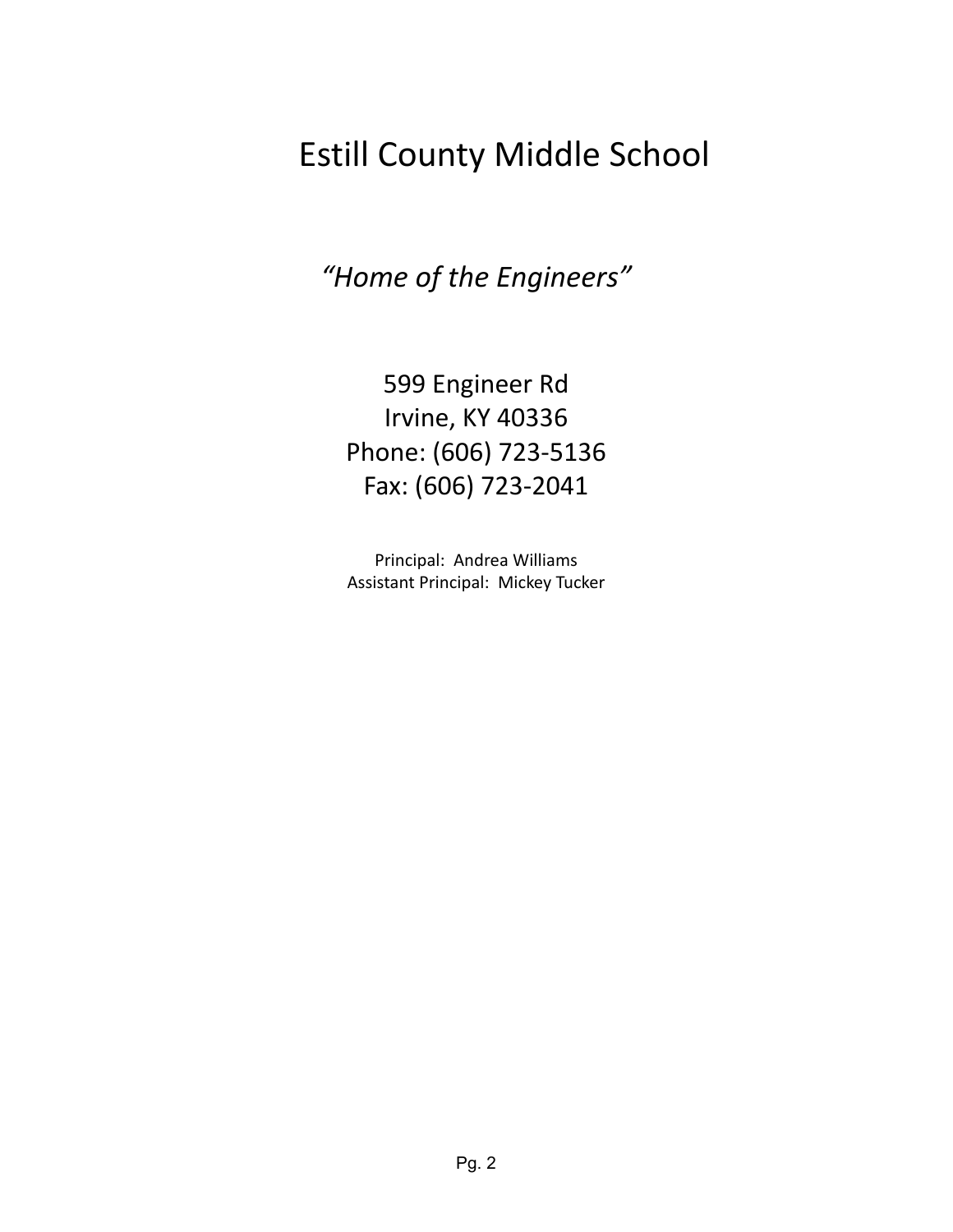# Estill County Middle School

*"Home of the Engineers"*

599 Engineer Rd
Irvine, KY 40336
Phone: (606) 723-5136
Fax: (606) 723-2041

Principal: Andrea Williams
Assistant Principal: Mickey Tucker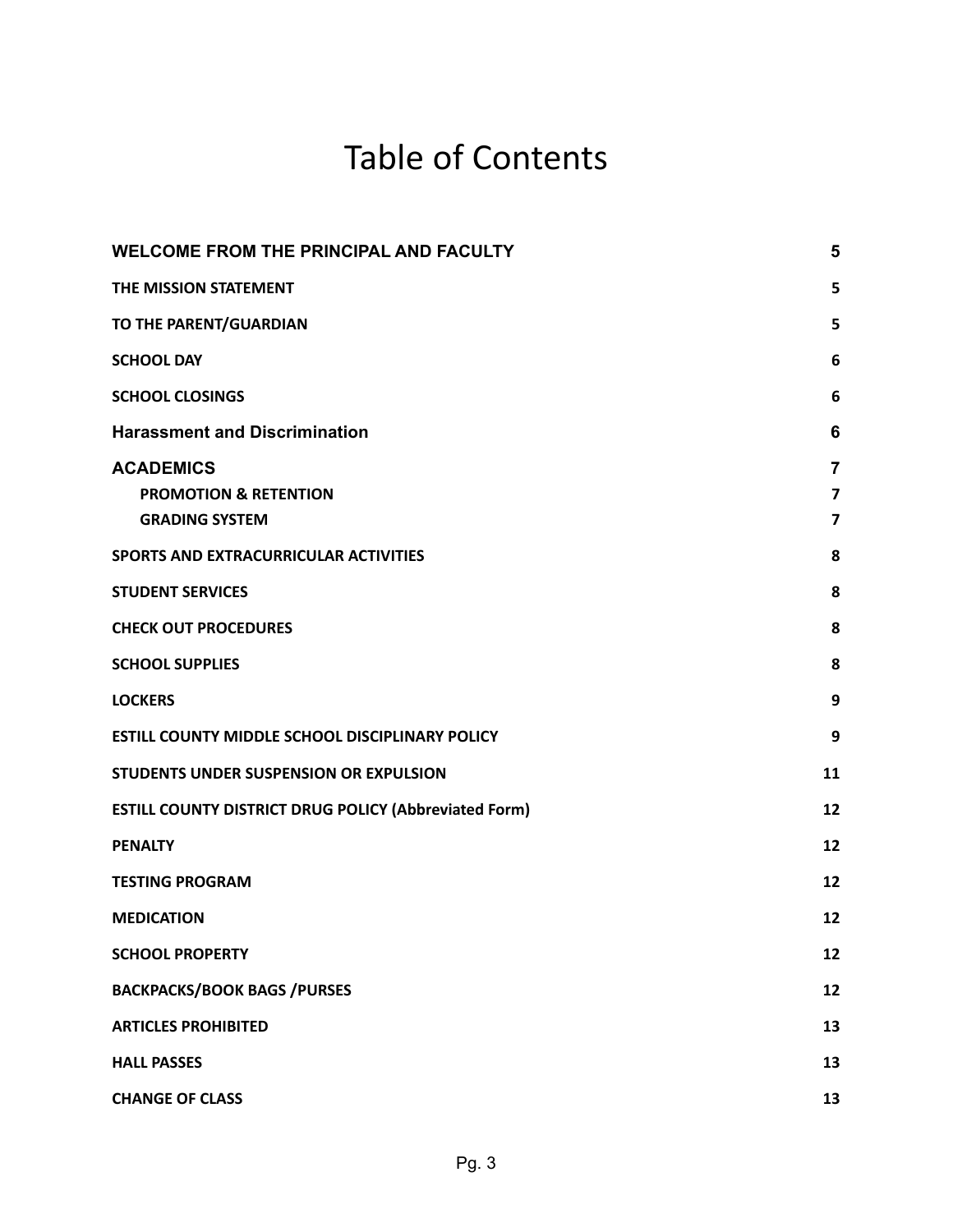# Table of Contents

| | |
|---|---|
| **WELCOME FROM THE PRINCIPAL AND FACULTY** | **5** |
| **THE MISSION STATEMENT** | **5** |
| **TO THE PARENT/GUARDIAN** | **5** |
| **SCHOOL DAY** | **6** |
| **SCHOOL CLOSINGS** | **6** |
| **Harassment and Discrimination** | **6** |
| **ACADEMICS** | **7** |
| **PROMOTION & RETENTION** | **7** |
| **GRADING SYSTEM** | **7** |
| **SPORTS AND EXTRACURRICULAR ACTIVITIES** | **8** |
| **STUDENT SERVICES** | **8** |
| **CHECK OUT PROCEDURES** | **8** |
| **SCHOOL SUPPLIES** | **8** |
| **LOCKERS** | **9** |
| **ESTILL COUNTY MIDDLE SCHOOL DISCIPLINARY POLICY** | **9** |
| **STUDENTS UNDER SUSPENSION OR EXPULSION** | **11** |
| **ESTILL COUNTY DISTRICT DRUG POLICY (Abbreviated Form)** | **12** |
| **PENALTY** | **12** |
| **TESTING PROGRAM** | **12** |
| **MEDICATION** | **12** |
| **SCHOOL PROPERTY** | **12** |
| **BACKPACKS/BOOK BAGS /PURSES** | **12** |
| **ARTICLES PROHIBITED** | **13** |
| **HALL PASSES** | **13** |
| **CHANGE OF CLASS** | **13** |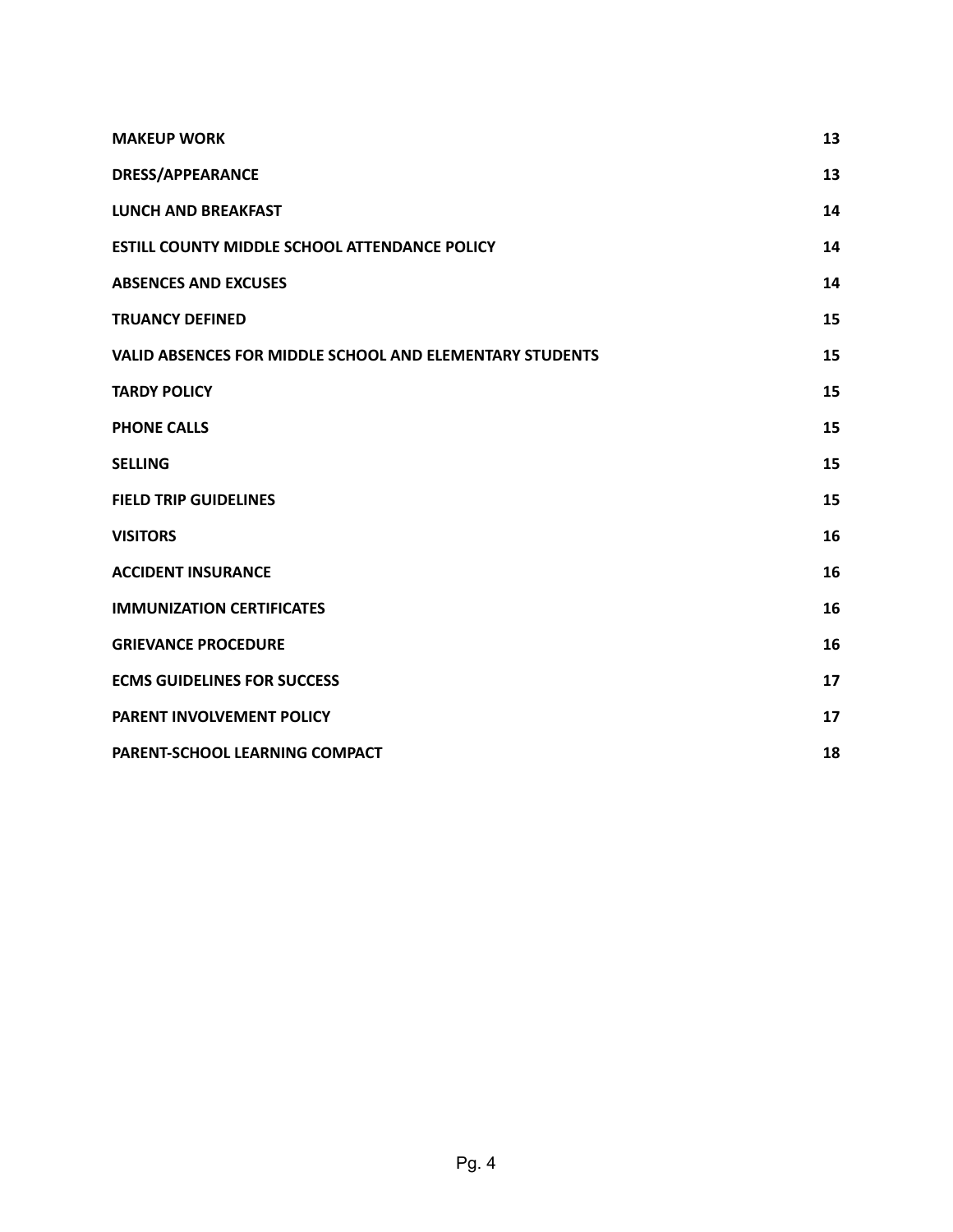| | |
|---|---|
| **MAKEUP WORK** | **13** |
| **DRESS/APPEARANCE** | **13** |
| **LUNCH AND BREAKFAST** | **14** |
| **ESTILL COUNTY MIDDLE SCHOOL ATTENDANCE POLICY** | **14** |
| **ABSENCES AND EXCUSES** | **14** |
| **TRUANCY DEFINED** | **15** |
| **VALID ABSENCES FOR MIDDLE SCHOOL AND ELEMENTARY STUDENTS** | **15** |
| **TARDY POLICY** | **15** |
| **PHONE CALLS** | **15** |
| **SELLING** | **15** |
| **FIELD TRIP GUIDELINES** | **15** |
| **VISITORS** | **16** |
| **ACCIDENT INSURANCE** | **16** |
| **IMMUNIZATION CERTIFICATES** | **16** |
| **GRIEVANCE PROCEDURE** | **16** |
| **ECMS GUIDELINES FOR SUCCESS** | **17** |
| **PARENT INVOLVEMENT POLICY** | **17** |
| **PARENT-SCHOOL LEARNING COMPACT** | **18** |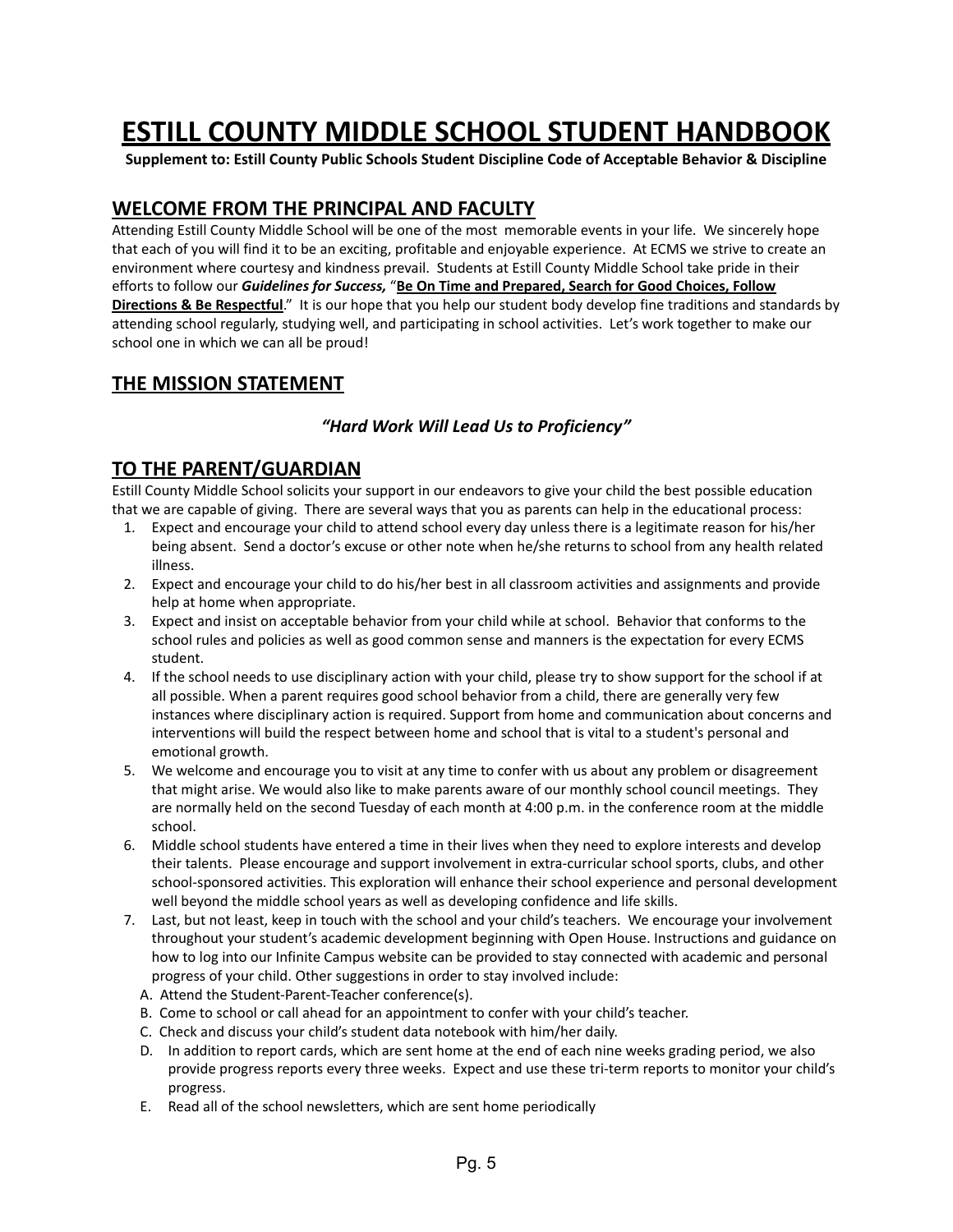# ESTILL COUNTY MIDDLE SCHOOL STUDENT HANDBOOK

**Supplement to: Estill County Public Schools Student Discipline Code of Acceptable Behavior & Discipline**

## WELCOME FROM THE PRINCIPAL AND FACULTY

Attending Estill County Middle School will be one of the most memorable events in your life. We sincerely hope that each of you will find it to be an exciting, profitable and enjoyable experience. At ECMS we strive to create an environment where courtesy and kindness prevail. Students at Estill County Middle School take pride in their efforts to follow our ***Guidelines for Success,*** "**Be On Time and Prepared, Search for Good Choices, Follow Directions & Be Respectful**." It is our hope that you help our student body develop fine traditions and standards by attending school regularly, studying well, and participating in school activities. Let's work together to make our school one in which we can all be proud!

## THE MISSION STATEMENT

***"Hard Work Will Lead Us to Proficiency"***

## TO THE PARENT/GUARDIAN

Estill County Middle School solicits your support in our endeavors to give your child the best possible education that we are capable of giving. There are several ways that you as parents can help in the educational process:

1. Expect and encourage your child to attend school every day unless there is a legitimate reason for his/her being absent. Send a doctor's excuse or other note when he/she returns to school from any health related illness.
2. Expect and encourage your child to do his/her best in all classroom activities and assignments and provide help at home when appropriate.
3. Expect and insist on acceptable behavior from your child while at school. Behavior that conforms to the school rules and policies as well as good common sense and manners is the expectation for every ECMS student.
4. If the school needs to use disciplinary action with your child, please try to show support for the school if at all possible. When a parent requires good school behavior from a child, there are generally very few instances where disciplinary action is required. Support from home and communication about concerns and interventions will build the respect between home and school that is vital to a student's personal and emotional growth.
5. We welcome and encourage you to visit at any time to confer with us about any problem or disagreement that might arise. We would also like to make parents aware of our monthly school council meetings. They are normally held on the second Tuesday of each month at 4:00 p.m. in the conference room at the middle school.
6. Middle school students have entered a time in their lives when they need to explore interests and develop their talents. Please encourage and support involvement in extra-curricular school sports, clubs, and other school-sponsored activities. This exploration will enhance their school experience and personal development well beyond the middle school years as well as developing confidence and life skills.
7. Last, but not least, keep in touch with the school and your child's teachers. We encourage your involvement throughout your student's academic development beginning with Open House. Instructions and guidance on how to log into our Infinite Campus website can be provided to stay connected with academic and personal progress of your child. Other suggestions in order to stay involved include:
   A. Attend the Student-Parent-Teacher conference(s).
   B. Come to school or call ahead for an appointment to confer with your child's teacher.
   C. Check and discuss your child's student data notebook with him/her daily.
   D. In addition to report cards, which are sent home at the end of each nine weeks grading period, we also provide progress reports every three weeks. Expect and use these tri-term reports to monitor your child's progress.
   E. Read all of the school newsletters, which are sent home periodically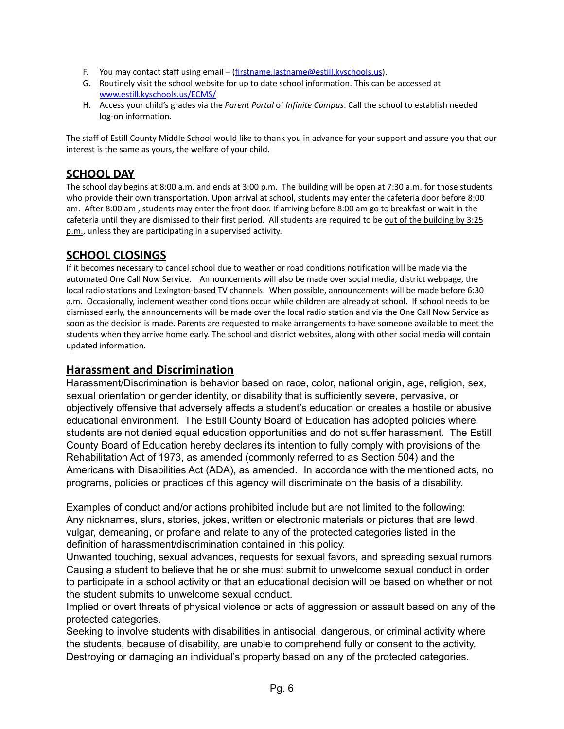F. You may contact staff using email – (firstname.lastname@estill.kyschools.us).

G. Routinely visit the school website for up to date school information. This can be accessed at www.estill.kyschools.us/ECMS/

H. Access your child's grades via the *Parent Portal* of *Infinite Campus*. Call the school to establish needed log-on information.

The staff of Estill County Middle School would like to thank you in advance for your support and assure you that our interest is the same as yours, the welfare of your child.

## SCHOOL DAY

The school day begins at 8:00 a.m. and ends at 3:00 p.m. The building will be open at 7:30 a.m. for those students who provide their own transportation. Upon arrival at school, students may enter the cafeteria door before 8:00 am. After 8:00 am , students may enter the front door. If arriving before 8:00 am go to breakfast or wait in the cafeteria until they are dismissed to their first period. All students are required to be out of the building by 3:25 p.m., unless they are participating in a supervised activity.

## SCHOOL CLOSINGS

If it becomes necessary to cancel school due to weather or road conditions notification will be made via the automated One Call Now Service. Announcements will also be made over social media, district webpage, the local radio stations and Lexington-based TV channels. When possible, announcements will be made before 6:30 a.m. Occasionally, inclement weather conditions occur while children are already at school. If school needs to be dismissed early, the announcements will be made over the local radio station and via the One Call Now Service as soon as the decision is made. Parents are requested to make arrangements to have someone available to meet the students when they arrive home early. The school and district websites, along with other social media will contain updated information.

## Harassment and Discrimination

Harassment/Discrimination is behavior based on race, color, national origin, age, religion, sex, sexual orientation or gender identity, or disability that is sufficiently severe, pervasive, or objectively offensive that adversely affects a student's education or creates a hostile or abusive educational environment. The Estill County Board of Education has adopted policies where students are not denied equal education opportunities and do not suffer harassment. The Estill County Board of Education hereby declares its intention to fully comply with provisions of the Rehabilitation Act of 1973, as amended (commonly referred to as Section 504) and the Americans with Disabilities Act (ADA), as amended. In accordance with the mentioned acts, no programs, policies or practices of this agency will discriminate on the basis of a disability.

Examples of conduct and/or actions prohibited include but are not limited to the following:
Any nicknames, slurs, stories, jokes, written or electronic materials or pictures that are lewd, vulgar, demeaning, or profane and relate to any of the protected categories listed in the definition of harassment/discrimination contained in this policy.
Unwanted touching, sexual advances, requests for sexual favors, and spreading sexual rumors.
Causing a student to believe that he or she must submit to unwelcome sexual conduct in order to participate in a school activity or that an educational decision will be based on whether or not the student submits to unwelcome sexual conduct.
Implied or overt threats of physical violence or acts of aggression or assault based on any of the protected categories.
Seeking to involve students with disabilities in antisocial, dangerous, or criminal activity where the students, because of disability, are unable to comprehend fully or consent to the activity.
Destroying or damaging an individual's property based on any of the protected categories.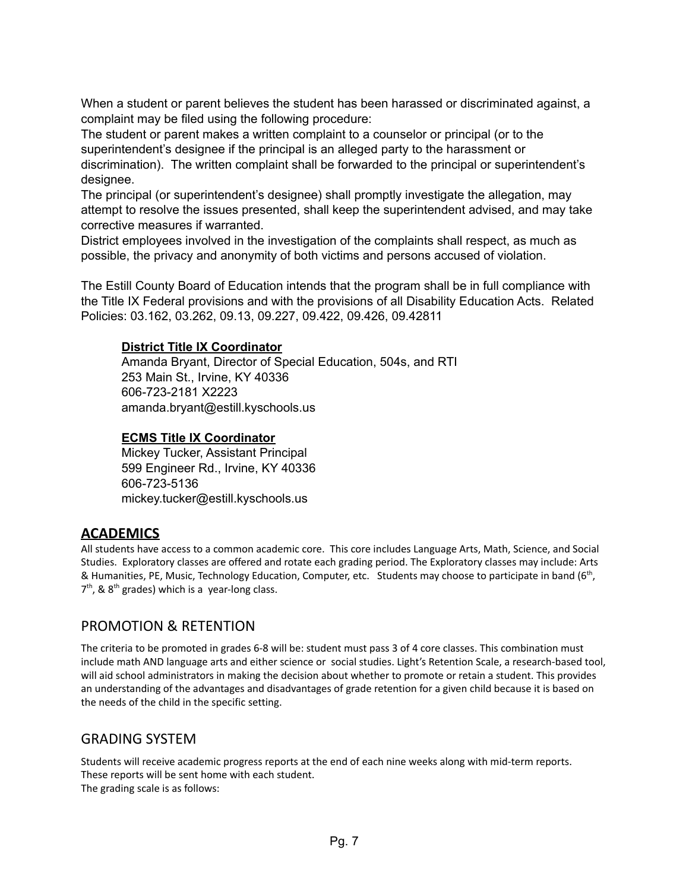When a student or parent believes the student has been harassed or discriminated against, a complaint may be filed using the following procedure:

The student or parent makes a written complaint to a counselor or principal (or to the superintendent's designee if the principal is an alleged party to the harassment or discrimination). The written complaint shall be forwarded to the principal or superintendent's designee.

The principal (or superintendent's designee) shall promptly investigate the allegation, may attempt to resolve the issues presented, shall keep the superintendent advised, and may take corrective measures if warranted.

District employees involved in the investigation of the complaints shall respect, as much as possible, the privacy and anonymity of both victims and persons accused of violation.

The Estill County Board of Education intends that the program shall be in full compliance with the Title IX Federal provisions and with the provisions of all Disability Education Acts. Related Policies: 03.162, 03.262, 09.13, 09.227, 09.422, 09.426, 09.42811

**District Title IX Coordinator**
Amanda Bryant, Director of Special Education, 504s, and RTI
253 Main St., Irvine, KY 40336
606-723-2181 X2223
amanda.bryant@estill.kyschools.us

**ECMS Title IX Coordinator**
Mickey Tucker, Assistant Principal
599 Engineer Rd., Irvine, KY 40336
606-723-5136
mickey.tucker@estill.kyschools.us

## ACADEMICS

All students have access to a common academic core. This core includes Language Arts, Math, Science, and Social Studies. Exploratory classes are offered and rotate each grading period. The Exploratory classes may include: Arts & Humanities, PE, Music, Technology Education, Computer, etc. Students may choose to participate in band (6th, 7th, & 8th grades) which is a year-long class.

### PROMOTION & RETENTION

The criteria to be promoted in grades 6-8 will be: student must pass 3 of 4 core classes. This combination must include math AND language arts and either science or social studies. Light's Retention Scale, a research-based tool, will aid school administrators in making the decision about whether to promote or retain a student. This provides an understanding of the advantages and disadvantages of grade retention for a given child because it is based on the needs of the child in the specific setting.

### GRADING SYSTEM

Students will receive academic progress reports at the end of each nine weeks along with mid-term reports. These reports will be sent home with each student.
The grading scale is as follows: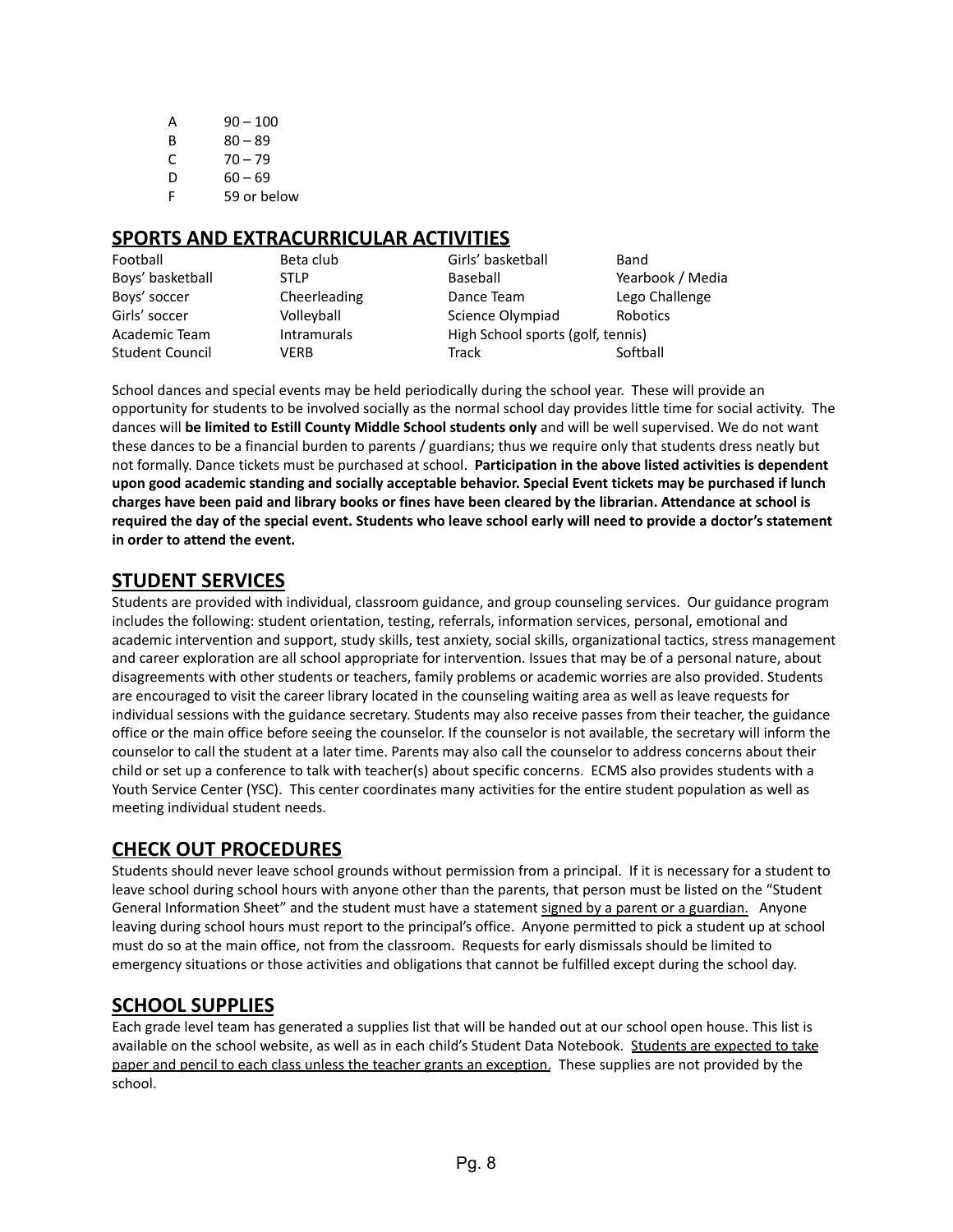| | |
|---|---|
| A | 90 – 100 |
| B | 80 – 89 |
| C | 70 – 79 |
| D | 60 – 69 |
| F | 59 or below |

## SPORTS AND EXTRACURRICULAR ACTIVITIES

| | | | |
|---|---|---|---|
| Football | Beta club | Girls' basketball | Band |
| Boys' basketball | STLP | Baseball | Yearbook / Media |
| Boys' soccer | Cheerleading | Dance Team | Lego Challenge |
| Girls' soccer | Volleyball | Science Olympiad | Robotics |
| Academic Team | Intramurals | High School sports (golf, tennis) | |
| Student Council | VERB | Track | Softball |

School dances and special events may be held periodically during the school year. These will provide an opportunity for students to be involved socially as the normal school day provides little time for social activity. The dances will **be limited to Estill County Middle School students only** and will be well supervised. We do not want these dances to be a financial burden to parents / guardians; thus we require only that students dress neatly but not formally. Dance tickets must be purchased at school. **Participation in the above listed activities is dependent upon good academic standing and socially acceptable behavior. Special Event tickets may be purchased if lunch charges have been paid and library books or fines have been cleared by the librarian. Attendance at school is required the day of the special event. Students who leave school early will need to provide a doctor's statement in order to attend the event.**

## STUDENT SERVICES

Students are provided with individual, classroom guidance, and group counseling services. Our guidance program includes the following: student orientation, testing, referrals, information services, personal, emotional and academic intervention and support, study skills, test anxiety, social skills, organizational tactics, stress management and career exploration are all school appropriate for intervention. Issues that may be of a personal nature, about disagreements with other students or teachers, family problems or academic worries are also provided. Students are encouraged to visit the career library located in the counseling waiting area as well as leave requests for individual sessions with the guidance secretary. Students may also receive passes from their teacher, the guidance office or the main office before seeing the counselor. If the counselor is not available, the secretary will inform the counselor to call the student at a later time. Parents may also call the counselor to address concerns about their child or set up a conference to talk with teacher(s) about specific concerns. ECMS also provides students with a Youth Service Center (YSC). This center coordinates many activities for the entire student population as well as meeting individual student needs.

## CHECK OUT PROCEDURES

Students should never leave school grounds without permission from a principal. If it is necessary for a student to leave school during school hours with anyone other than the parents, that person must be listed on the "Student General Information Sheet" and the student must have a statement <u>signed by a parent or a guardian.</u> Anyone leaving during school hours must report to the principal's office. Anyone permitted to pick a student up at school must do so at the main office, not from the classroom. Requests for early dismissals should be limited to emergency situations or those activities and obligations that cannot be fulfilled except during the school day.

## SCHOOL SUPPLIES

Each grade level team has generated a supplies list that will be handed out at our school open house. This list is available on the school website, as well as in each child's Student Data Notebook. <u>Students are expected to take paper and pencil to each class unless the teacher grants an exception.</u> These supplies are not provided by the school.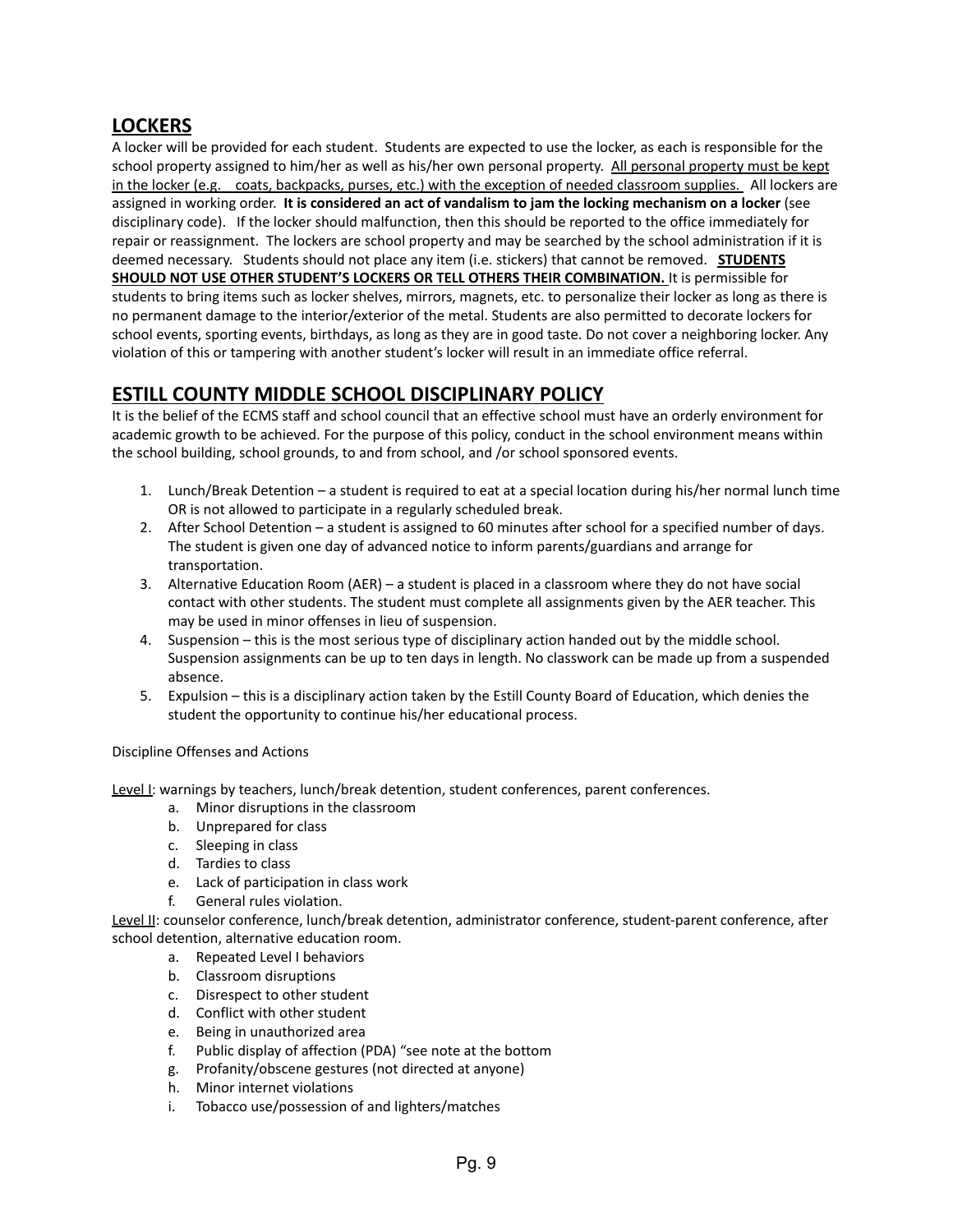## LOCKERS

A locker will be provided for each student. Students are expected to use the locker, as each is responsible for the school property assigned to him/her as well as his/her own personal property. <u>All personal property must be kept in the locker (e.g. coats, backpacks, purses, etc.) with the exception of needed classroom supplies.</u> All lockers are assigned in working order. **It is considered an act of vandalism to jam the locking mechanism on a locker** (see disciplinary code). If the locker should malfunction, then this should be reported to the office immediately for repair or reassignment. The lockers are school property and may be searched by the school administration if it is deemed necessary. Students should not place any item (i.e. stickers) that cannot be removed. **<u>STUDENTS SHOULD NOT USE OTHER STUDENT'S LOCKERS OR TELL OTHERS THEIR COMBINATION.</u>** It is permissible for students to bring items such as locker shelves, mirrors, magnets, etc. to personalize their locker as long as there is no permanent damage to the interior/exterior of the metal. Students are also permitted to decorate lockers for school events, sporting events, birthdays, as long as they are in good taste. Do not cover a neighboring locker. Any violation of this or tampering with another student's locker will result in an immediate office referral.

## ESTILL COUNTY MIDDLE SCHOOL DISCIPLINARY POLICY

It is the belief of the ECMS staff and school council that an effective school must have an orderly environment for academic growth to be achieved. For the purpose of this policy, conduct in the school environment means within the school building, school grounds, to and from school, and /or school sponsored events.

1. Lunch/Break Detention – a student is required to eat at a special location during his/her normal lunch time OR is not allowed to participate in a regularly scheduled break.
2. After School Detention – a student is assigned to 60 minutes after school for a specified number of days. The student is given one day of advanced notice to inform parents/guardians and arrange for transportation.
3. Alternative Education Room (AER) – a student is placed in a classroom where they do not have social contact with other students. The student must complete all assignments given by the AER teacher. This may be used in minor offenses in lieu of suspension.
4. Suspension – this is the most serious type of disciplinary action handed out by the middle school. Suspension assignments can be up to ten days in length. No classwork can be made up from a suspended absence.
5. Expulsion – this is a disciplinary action taken by the Estill County Board of Education, which denies the student the opportunity to continue his/her educational process.

Discipline Offenses and Actions

<u>Level I</u>: warnings by teachers, lunch/break detention, student conferences, parent conferences.

a. Minor disruptions in the classroom
b. Unprepared for class
c. Sleeping in class
d. Tardies to class
e. Lack of participation in class work
f. General rules violation.

<u>Level II</u>: counselor conference, lunch/break detention, administrator conference, student-parent conference, after school detention, alternative education room.

a. Repeated Level I behaviors
b. Classroom disruptions
c. Disrespect to other student
d. Conflict with other student
e. Being in unauthorized area
f. Public display of affection (PDA) "see note at the bottom
g. Profanity/obscene gestures (not directed at anyone)
h. Minor internet violations
i. Tobacco use/possession of and lighters/matches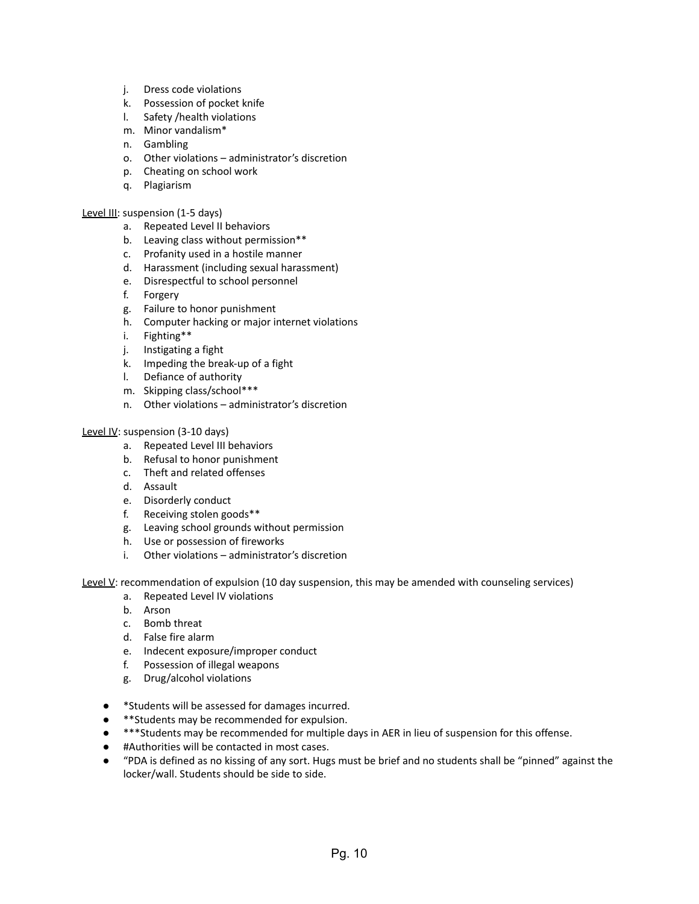j. Dress code violations
k. Possession of pocket knife
l. Safety /health violations
m. Minor vandalism*
n. Gambling
o. Other violations – administrator's discretion
p. Cheating on school work
q. Plagiarism

<u>Level III</u>: suspension (1-5 days)

a. Repeated Level II behaviors
b. Leaving class without permission**
c. Profanity used in a hostile manner
d. Harassment (including sexual harassment)
e. Disrespectful to school personnel
f. Forgery
g. Failure to honor punishment
h. Computer hacking or major internet violations
i. Fighting**
j. Instigating a fight
k. Impeding the break-up of a fight
l. Defiance of authority
m. Skipping class/school***
n. Other violations – administrator's discretion

<u>Level IV</u>: suspension (3-10 days)

a. Repeated Level III behaviors
b. Refusal to honor punishment
c. Theft and related offenses
d. Assault
e. Disorderly conduct
f. Receiving stolen goods**
g. Leaving school grounds without permission
h. Use or possession of fireworks
i. Other violations – administrator's discretion

<u>Level V</u>: recommendation of expulsion (10 day suspension, this may be amended with counseling services)

a. Repeated Level IV violations
b. Arson
c. Bomb threat
d. False fire alarm
e. Indecent exposure/improper conduct
f. Possession of illegal weapons
g. Drug/alcohol violations

- *Students will be assessed for damages incurred.
- **Students may be recommended for expulsion.
- ***Students may be recommended for multiple days in AER in lieu of suspension for this offense.
- #Authorities will be contacted in most cases.
- "PDA is defined as no kissing of any sort. Hugs must be brief and no students shall be "pinned" against the locker/wall. Students should be side to side.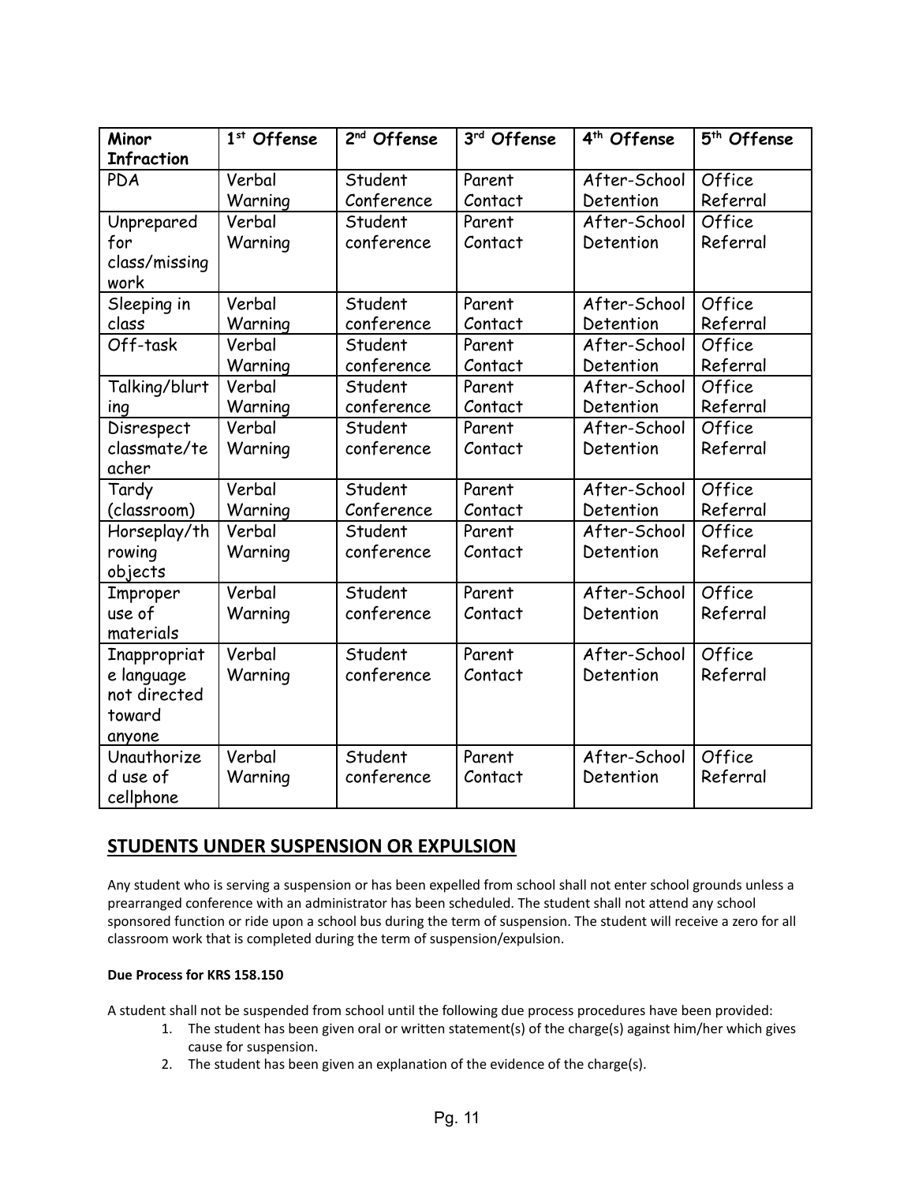| Minor Infraction | 1st Offense | 2nd Offense | 3rd Offense | 4th Offense | 5th Offense |
| --- | --- | --- | --- | --- | --- |
| PDA | Verbal Warning | Student Conference | Parent Contact | After-School Detention | Office Referral |
| Unprepared for class/missing work | Verbal Warning | Student conference | Parent Contact | After-School Detention | Office Referral |
| Sleeping in class | Verbal Warning | Student conference | Parent Contact | After-School Detention | Office Referral |
| Off-task | Verbal Warning | Student conference | Parent Contact | After-School Detention | Office Referral |
| Talking/blurting | Verbal Warning | Student conference | Parent Contact | After-School Detention | Office Referral |
| Disrespect classmate/teacher | Verbal Warning | Student conference | Parent Contact | After-School Detention | Office Referral |
| Tardy (classroom) | Verbal Warning | Student Conference | Parent Contact | After-School Detention | Office Referral |
| Horseplay/throwing objects | Verbal Warning | Student conference | Parent Contact | After-School Detention | Office Referral |
| Improper use of materials | Verbal Warning | Student conference | Parent Contact | After-School Detention | Office Referral |
| Inappropriate language not directed toward anyone | Verbal Warning | Student conference | Parent Contact | After-School Detention | Office Referral |
| Unauthorized use of cellphone | Verbal Warning | Student conference | Parent Contact | After-School Detention | Office Referral |

## STUDENTS UNDER SUSPENSION OR EXPULSION

Any student who is serving a suspension or has been expelled from school shall not enter school grounds unless a prearranged conference with an administrator has been scheduled. The student shall not attend any school sponsored function or ride upon a school bus during the term of suspension. The student will receive a zero for all classroom work that is completed during the term of suspension/expulsion.

**Due Process for KRS 158.150**

A student shall not be suspended from school until the following due process procedures have been provided:

1. The student has been given oral or written statement(s) of the charge(s) against him/her which gives cause for suspension.
2. The student has been given an explanation of the evidence of the charge(s).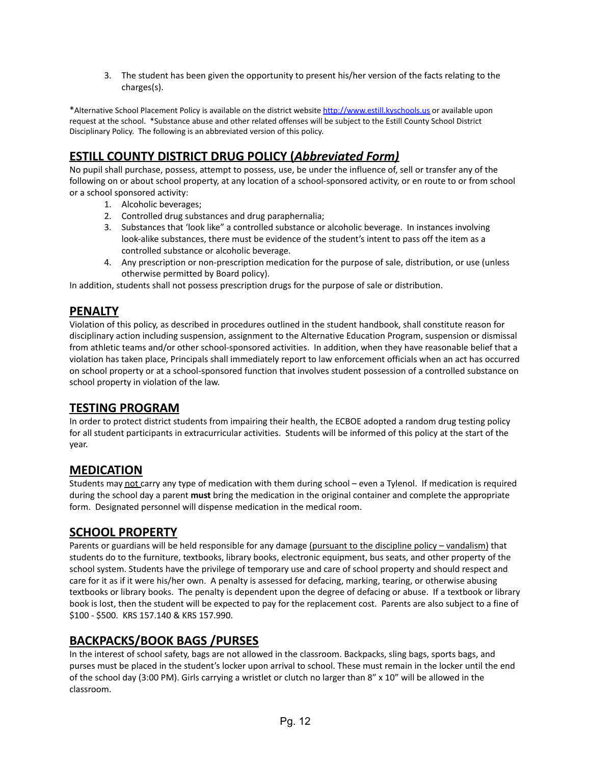3. The student has been given the opportunity to present his/her version of the facts relating to the charges(s).

*Alternative School Placement Policy is available on the district website http://www.estill.kyschools.us or available upon request at the school. *Substance abuse and other related offenses will be subject to the Estill County School District Disciplinary Policy. The following is an abbreviated version of this policy.

## ESTILL COUNTY DISTRICT DRUG POLICY (*Abbreviated Form)*

No pupil shall purchase, possess, attempt to possess, use, be under the influence of, sell or transfer any of the following on or about school property, at any location of a school-sponsored activity, or en route to or from school or a school sponsored activity:

1. Alcoholic beverages;
2. Controlled drug substances and drug paraphernalia;
3. Substances that 'look like" a controlled substance or alcoholic beverage. In instances involving look-alike substances, there must be evidence of the student's intent to pass off the item as a controlled substance or alcoholic beverage.
4. Any prescription or non-prescription medication for the purpose of sale, distribution, or use (unless otherwise permitted by Board policy).

In addition, students shall not possess prescription drugs for the purpose of sale or distribution.

## PENALTY

Violation of this policy, as described in procedures outlined in the student handbook, shall constitute reason for disciplinary action including suspension, assignment to the Alternative Education Program, suspension or dismissal from athletic teams and/or other school-sponsored activities. In addition, when they have reasonable belief that a violation has taken place, Principals shall immediately report to law enforcement officials when an act has occurred on school property or at a school-sponsored function that involves student possession of a controlled substance on school property in violation of the law.

## TESTING PROGRAM

In order to protect district students from impairing their health, the ECBOE adopted a random drug testing policy for all student participants in extracurricular activities. Students will be informed of this policy at the start of the year.

## MEDICATION

Students may not carry any type of medication with them during school – even a Tylenol. If medication is required during the school day a parent **must** bring the medication in the original container and complete the appropriate form. Designated personnel will dispense medication in the medical room.

## SCHOOL PROPERTY

Parents or guardians will be held responsible for any damage (pursuant to the discipline policy – vandalism) that students do to the furniture, textbooks, library books, electronic equipment, bus seats, and other property of the school system. Students have the privilege of temporary use and care of school property and should respect and care for it as if it were his/her own. A penalty is assessed for defacing, marking, tearing, or otherwise abusing textbooks or library books. The penalty is dependent upon the degree of defacing or abuse. If a textbook or library book is lost, then the student will be expected to pay for the replacement cost. Parents are also subject to a fine of $100 - $500. KRS 157.140 & KRS 157.990.

## BACKPACKS/BOOK BAGS /PURSES

In the interest of school safety, bags are not allowed in the classroom. Backpacks, sling bags, sports bags, and purses must be placed in the student's locker upon arrival to school. These must remain in the locker until the end of the school day (3:00 PM). Girls carrying a wristlet or clutch no larger than 8" x 10" will be allowed in the classroom.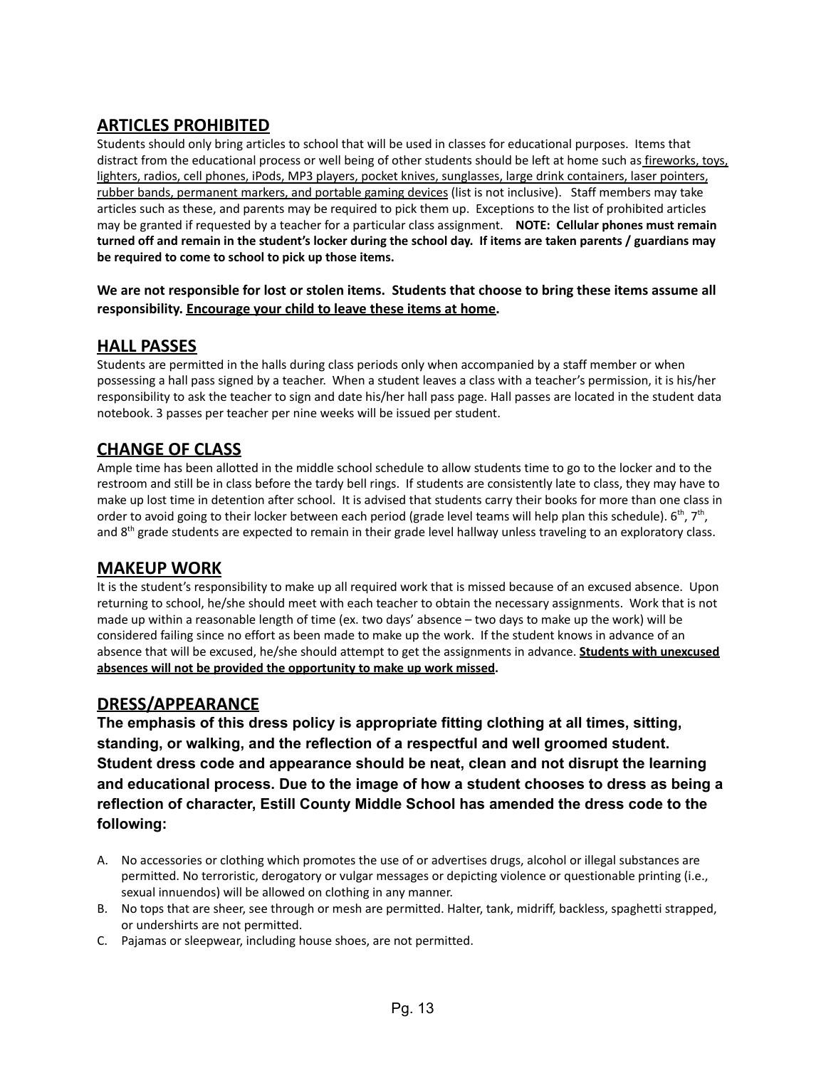## ARTICLES PROHIBITED

Students should only bring articles to school that will be used in classes for educational purposes. Items that distract from the educational process or well being of other students should be left at home such as fireworks, toys, lighters, radios, cell phones, iPods, MP3 players, pocket knives, sunglasses, large drink containers, laser pointers, rubber bands, permanent markers, and portable gaming devices (list is not inclusive). Staff members may take articles such as these, and parents may be required to pick them up. Exceptions to the list of prohibited articles may be granted if requested by a teacher for a particular class assignment. **NOTE: Cellular phones must remain turned off and remain in the student's locker during the school day. If items are taken parents / guardians may be required to come to school to pick up those items.**

**We are not responsible for lost or stolen items. Students that choose to bring these items assume all responsibility. Encourage your child to leave these items at home.**

## HALL PASSES

Students are permitted in the halls during class periods only when accompanied by a staff member or when possessing a hall pass signed by a teacher. When a student leaves a class with a teacher's permission, it is his/her responsibility to ask the teacher to sign and date his/her hall pass page. Hall passes are located in the student data notebook. 3 passes per teacher per nine weeks will be issued per student.

## CHANGE OF CLASS

Ample time has been allotted in the middle school schedule to allow students time to go to the locker and to the restroom and still be in class before the tardy bell rings. If students are consistently late to class, they may have to make up lost time in detention after school. It is advised that students carry their books for more than one class in order to avoid going to their locker between each period (grade level teams will help plan this schedule). 6th, 7th, and 8th grade students are expected to remain in their grade level hallway unless traveling to an exploratory class.

## MAKEUP WORK

It is the student's responsibility to make up all required work that is missed because of an excused absence. Upon returning to school, he/she should meet with each teacher to obtain the necessary assignments. Work that is not made up within a reasonable length of time (ex. two days' absence – two days to make up the work) will be considered failing since no effort as been made to make up the work. If the student knows in advance of an absence that will be excused, he/she should attempt to get the assignments in advance. **Students with unexcused absences will not be provided the opportunity to make up work missed.**

## DRESS/APPEARANCE

**The emphasis of this dress policy is appropriate fitting clothing at all times, sitting, standing, or walking, and the reflection of a respectful and well groomed student. Student dress code and appearance should be neat, clean and not disrupt the learning and educational process. Due to the image of how a student chooses to dress as being a reflection of character, Estill County Middle School has amended the dress code to the following:**

A. No accessories or clothing which promotes the use of or advertises drugs, alcohol or illegal substances are permitted. No terroristic, derogatory or vulgar messages or depicting violence or questionable printing (i.e., sexual innuendos) will be allowed on clothing in any manner.
B. No tops that are sheer, see through or mesh are permitted. Halter, tank, midriff, backless, spaghetti strapped, or undershirts are not permitted.
C. Pajamas or sleepwear, including house shoes, are not permitted.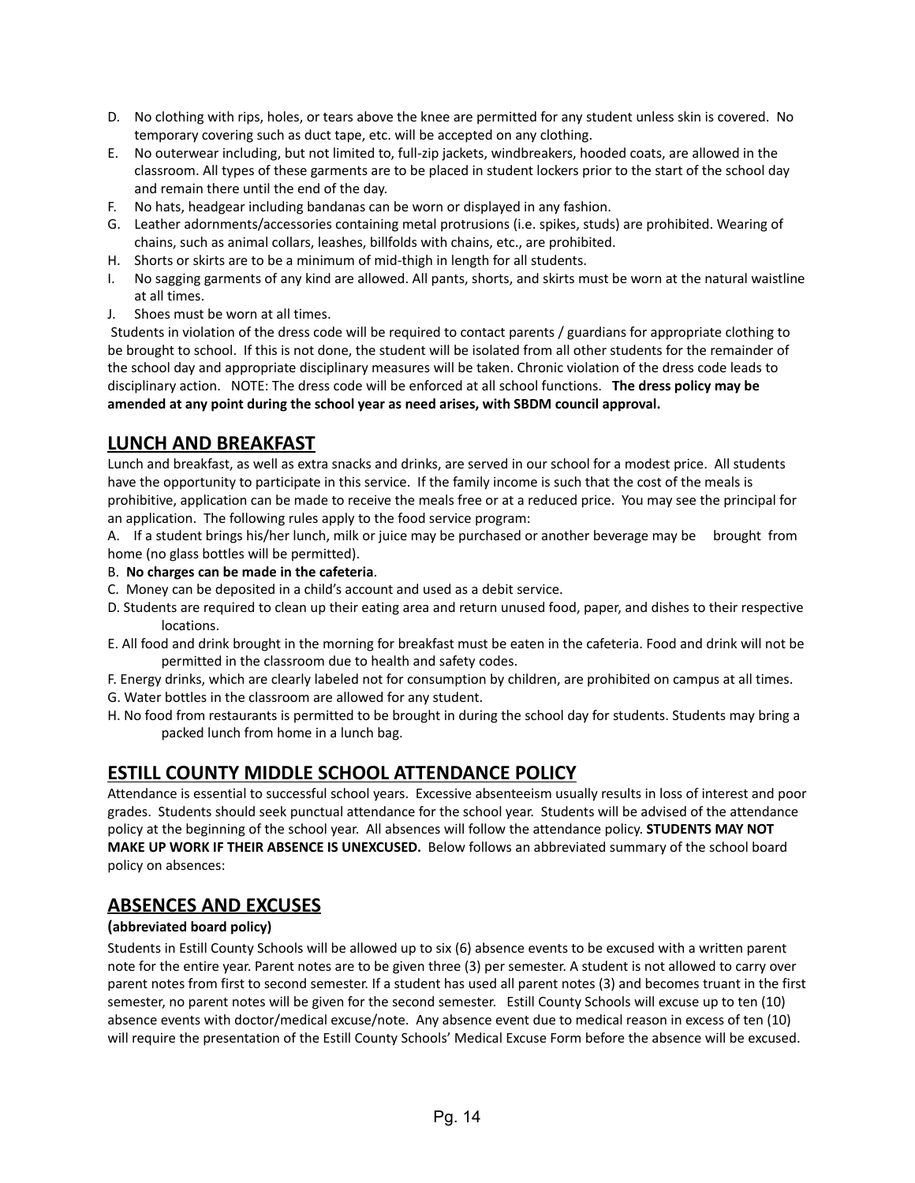D. No clothing with rips, holes, or tears above the knee are permitted for any student unless skin is covered. No temporary covering such as duct tape, etc. will be accepted on any clothing.
E. No outerwear including, but not limited to, full-zip jackets, windbreakers, hooded coats, are allowed in the classroom. All types of these garments are to be placed in student lockers prior to the start of the school day and remain there until the end of the day.
F. No hats, headgear including bandanas can be worn or displayed in any fashion.
G. Leather adornments/accessories containing metal protrusions (i.e. spikes, studs) are prohibited. Wearing of chains, such as animal collars, leashes, billfolds with chains, etc., are prohibited.
H. Shorts or skirts are to be a minimum of mid-thigh in length for all students.
I. No sagging garments of any kind are allowed. All pants, shorts, and skirts must be worn at the natural waistline at all times.
J. Shoes must be worn at all times.

Students in violation of the dress code will be required to contact parents / guardians for appropriate clothing to be brought to school. If this is not done, the student will be isolated from all other students for the remainder of the school day and appropriate disciplinary measures will be taken. Chronic violation of the dress code leads to disciplinary action. NOTE: The dress code will be enforced at all school functions. **The dress policy may be amended at any point during the school year as need arises, with SBDM council approval.**

## LUNCH AND BREAKFAST

Lunch and breakfast, as well as extra snacks and drinks, are served in our school for a modest price. All students have the opportunity to participate in this service. If the family income is such that the cost of the meals is prohibitive, application can be made to receive the meals free or at a reduced price. You may see the principal for an application. The following rules apply to the food service program:

A. If a student brings his/her lunch, milk or juice may be purchased or another beverage may be brought from home (no glass bottles will be permitted).
B. **No charges can be made in the cafeteria**.
C. Money can be deposited in a child's account and used as a debit service.
D. Students are required to clean up their eating area and return unused food, paper, and dishes to their respective locations.
E. All food and drink brought in the morning for breakfast must be eaten in the cafeteria. Food and drink will not be permitted in the classroom due to health and safety codes.
F. Energy drinks, which are clearly labeled not for consumption by children, are prohibited on campus at all times.
G. Water bottles in the classroom are allowed for any student.
H. No food from restaurants is permitted to be brought in during the school day for students. Students may bring a packed lunch from home in a lunch bag.

## ESTILL COUNTY MIDDLE SCHOOL ATTENDANCE POLICY

Attendance is essential to successful school years. Excessive absenteeism usually results in loss of interest and poor grades. Students should seek punctual attendance for the school year. Students will be advised of the attendance policy at the beginning of the school year. All absences will follow the attendance policy. **STUDENTS MAY NOT MAKE UP WORK IF THEIR ABSENCE IS UNEXCUSED.** Below follows an abbreviated summary of the school board policy on absences:

## ABSENCES AND EXCUSES

**(abbreviated board policy)**

Students in Estill County Schools will be allowed up to six (6) absence events to be excused with a written parent note for the entire year. Parent notes are to be given three (3) per semester. A student is not allowed to carry over parent notes from first to second semester. If a student has used all parent notes (3) and becomes truant in the first semester, no parent notes will be given for the second semester. Estill County Schools will excuse up to ten (10) absence events with doctor/medical excuse/note. Any absence event due to medical reason in excess of ten (10) will require the presentation of the Estill County Schools' Medical Excuse Form before the absence will be excused.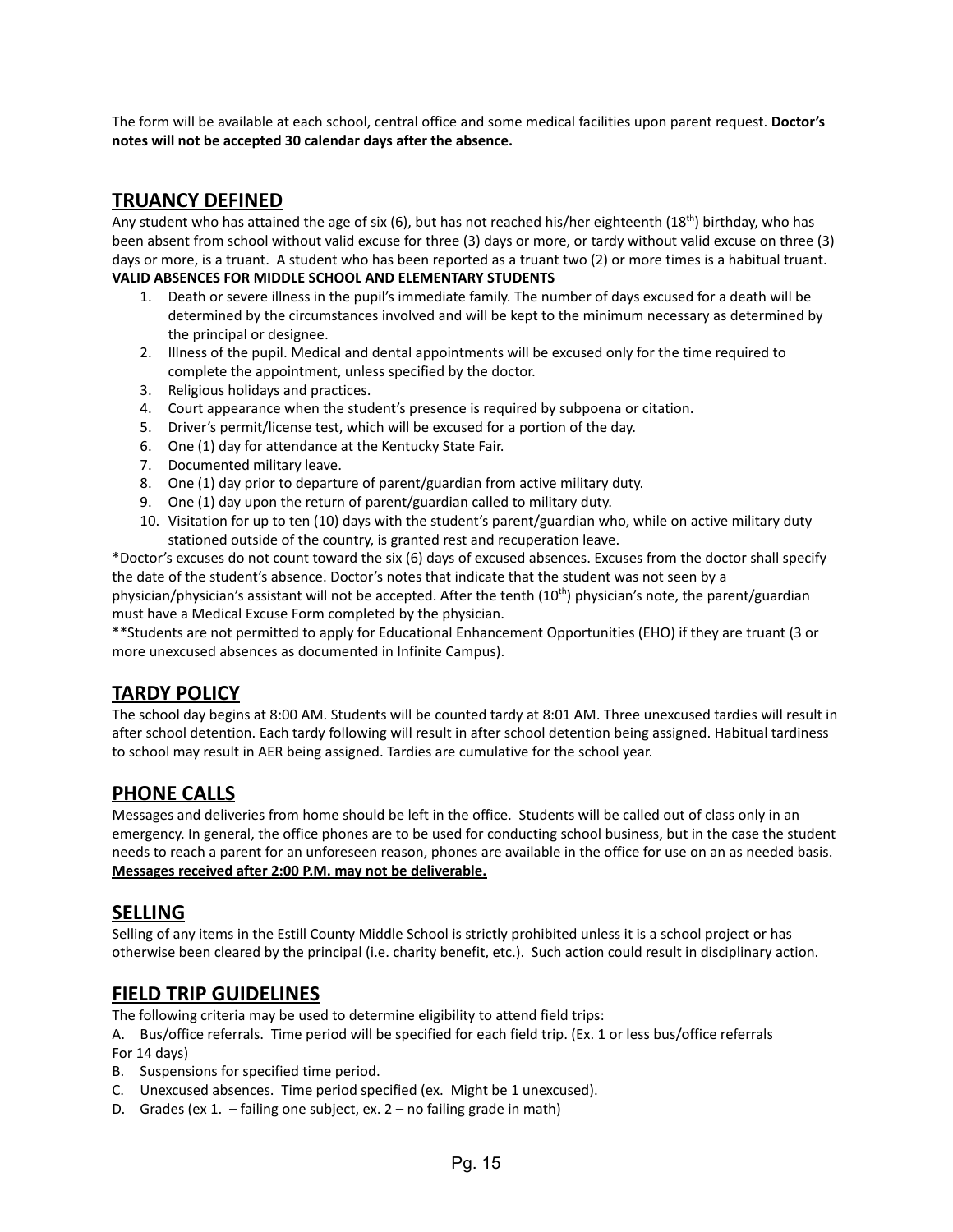The form will be available at each school, central office and some medical facilities upon parent request. **Doctor's notes will not be accepted 30 calendar days after the absence.**

## TRUANCY DEFINED

Any student who has attained the age of six (6), but has not reached his/her eighteenth (18th) birthday, who has been absent from school without valid excuse for three (3) days or more, or tardy without valid excuse on three (3) days or more, is a truant. A student who has been reported as a truant two (2) or more times is a habitual truant.

**VALID ABSENCES FOR MIDDLE SCHOOL AND ELEMENTARY STUDENTS**

1. Death or severe illness in the pupil's immediate family. The number of days excused for a death will be determined by the circumstances involved and will be kept to the minimum necessary as determined by the principal or designee.
2. Illness of the pupil. Medical and dental appointments will be excused only for the time required to complete the appointment, unless specified by the doctor.
3. Religious holidays and practices.
4. Court appearance when the student's presence is required by subpoena or citation.
5. Driver's permit/license test, which will be excused for a portion of the day.
6. One (1) day for attendance at the Kentucky State Fair.
7. Documented military leave.
8. One (1) day prior to departure of parent/guardian from active military duty.
9. One (1) day upon the return of parent/guardian called to military duty.
10. Visitation for up to ten (10) days with the student's parent/guardian who, while on active military duty stationed outside of the country, is granted rest and recuperation leave.

*Doctor's excuses do not count toward the six (6) days of excused absences. Excuses from the doctor shall specify the date of the student's absence. Doctor's notes that indicate that the student was not seen by a physician/physician's assistant will not be accepted. After the tenth (10th) physician's note, the parent/guardian must have a Medical Excuse Form completed by the physician.

**Students are not permitted to apply for Educational Enhancement Opportunities (EHO) if they are truant (3 or more unexcused absences as documented in Infinite Campus).

## TARDY POLICY

The school day begins at 8:00 AM. Students will be counted tardy at 8:01 AM. Three unexcused tardies will result in after school detention. Each tardy following will result in after school detention being assigned. Habitual tardiness to school may result in AER being assigned. Tardies are cumulative for the school year.

## PHONE CALLS

Messages and deliveries from home should be left in the office. Students will be called out of class only in an emergency. In general, the office phones are to be used for conducting school business, but in the case the student needs to reach a parent for an unforeseen reason, phones are available in the office for use on an as needed basis. **Messages received after 2:00 P.M. may not be deliverable.**

## SELLING

Selling of any items in the Estill County Middle School is strictly prohibited unless it is a school project or has otherwise been cleared by the principal (i.e. charity benefit, etc.). Such action could result in disciplinary action.

## FIELD TRIP GUIDELINES

The following criteria may be used to determine eligibility to attend field trips:

A. Bus/office referrals. Time period will be specified for each field trip. (Ex. 1 or less bus/office referrals For 14 days)

B. Suspensions for specified time period.

C. Unexcused absences. Time period specified (ex. Might be 1 unexcused).

D. Grades (ex 1. – failing one subject, ex. 2 – no failing grade in math)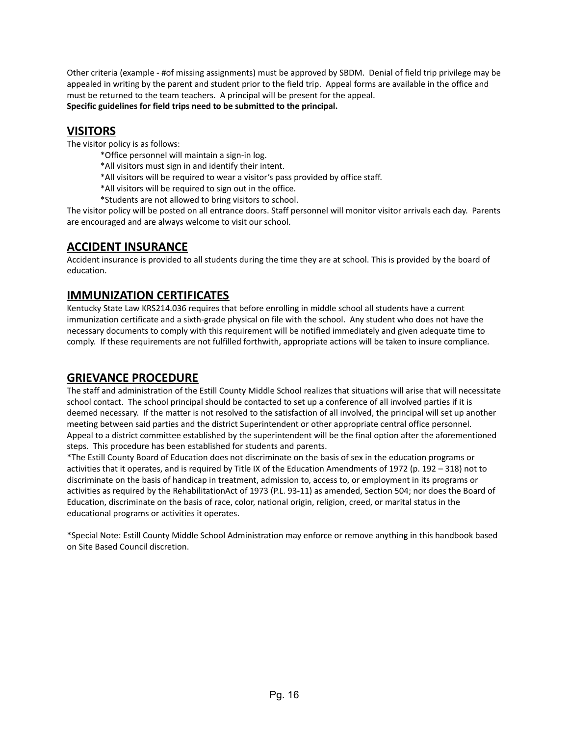Other criteria (example - #of missing assignments) must be approved by SBDM. Denial of field trip privilege may be appealed in writing by the parent and student prior to the field trip. Appeal forms are available in the office and must be returned to the team teachers. A principal will be present for the appeal.
**Specific guidelines for field trips need to be submitted to the principal.**

## VISITORS

The visitor policy is as follows:

*Office personnel will maintain a sign-in log.
*All visitors must sign in and identify their intent.
*All visitors will be required to wear a visitor's pass provided by office staff.
*All visitors will be required to sign out in the office.
*Students are not allowed to bring visitors to school.

The visitor policy will be posted on all entrance doors. Staff personnel will monitor visitor arrivals each day. Parents are encouraged and are always welcome to visit our school.

## ACCIDENT INSURANCE

Accident insurance is provided to all students during the time they are at school. This is provided by the board of education.

## IMMUNIZATION CERTIFICATES

Kentucky State Law KRS214.036 requires that before enrolling in middle school all students have a current immunization certificate and a sixth-grade physical on file with the school. Any student who does not have the necessary documents to comply with this requirement will be notified immediately and given adequate time to comply. If these requirements are not fulfilled forthwith, appropriate actions will be taken to insure compliance.

## GRIEVANCE PROCEDURE

The staff and administration of the Estill County Middle School realizes that situations will arise that will necessitate school contact. The school principal should be contacted to set up a conference of all involved parties if it is deemed necessary. If the matter is not resolved to the satisfaction of all involved, the principal will set up another meeting between said parties and the district Superintendent or other appropriate central office personnel. Appeal to a district committee established by the superintendent will be the final option after the aforementioned steps. This procedure has been established for students and parents.
*The Estill County Board of Education does not discriminate on the basis of sex in the education programs or activities that it operates, and is required by Title IX of the Education Amendments of 1972 (p. 192 – 318) not to discriminate on the basis of handicap in treatment, admission to, access to, or employment in its programs or activities as required by the RehabilitationAct of 1973 (P.L. 93-11) as amended, Section 504; nor does the Board of Education, discriminate on the basis of race, color, national origin, religion, creed, or marital status in the educational programs or activities it operates.

*Special Note: Estill County Middle School Administration may enforce or remove anything in this handbook based on Site Based Council discretion.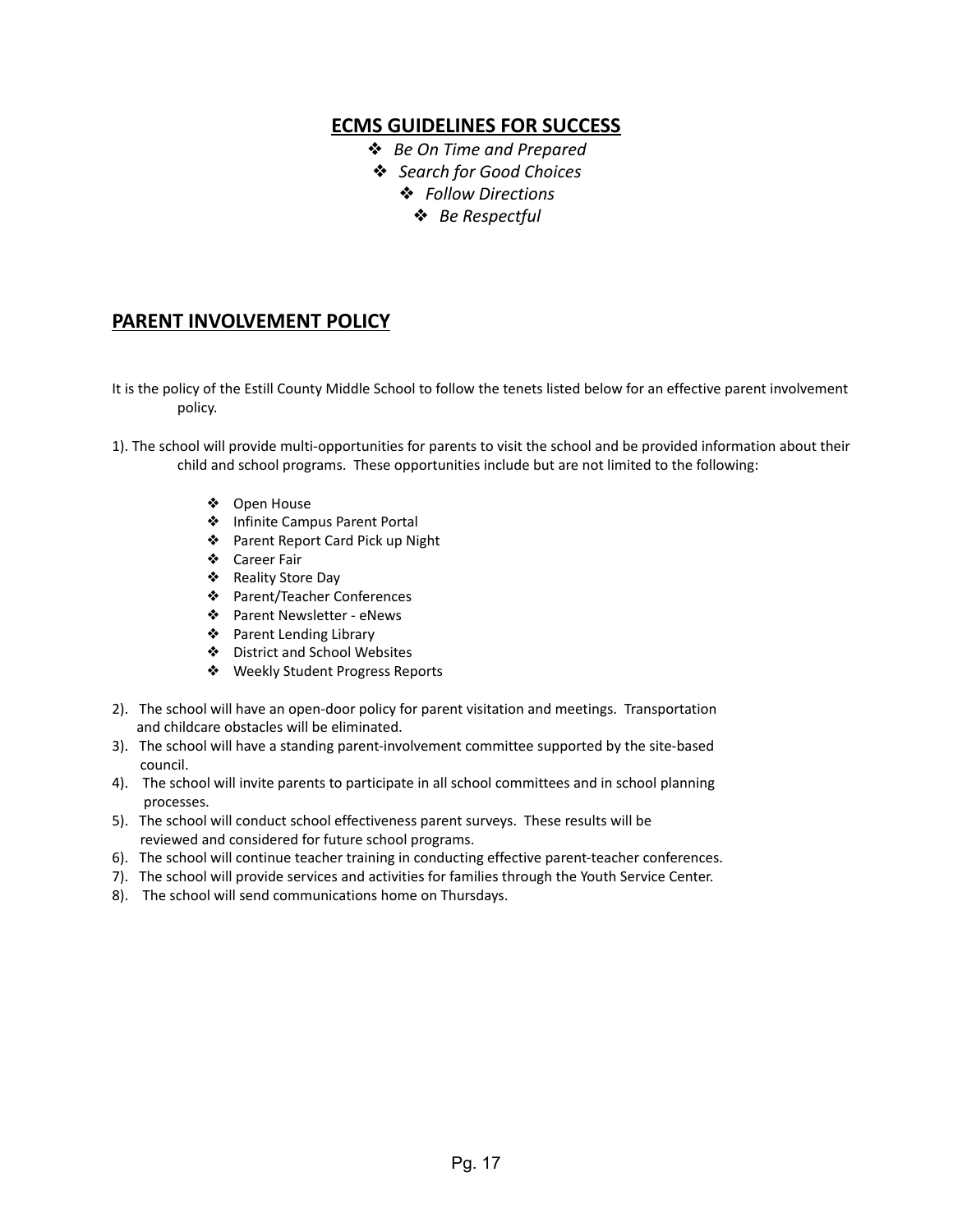## ECMS GUIDELINES FOR SUCCESS

- *Be On Time and Prepared*
- *Search for Good Choices*
- *Follow Directions*
- *Be Respectful*

## PARENT INVOLVEMENT POLICY

It is the policy of the Estill County Middle School to follow the tenets listed below for an effective parent involvement policy.

1). The school will provide multi-opportunities for parents to visit the school and be provided information about their child and school programs. These opportunities include but are not limited to the following:

- Open House
- Infinite Campus Parent Portal
- Parent Report Card Pick up Night
- Career Fair
- Reality Store Day
- Parent/Teacher Conferences
- Parent Newsletter - eNews
- Parent Lending Library
- District and School Websites
- Weekly Student Progress Reports

2). The school will have an open-door policy for parent visitation and meetings. Transportation and childcare obstacles will be eliminated.

3). The school will have a standing parent-involvement committee supported by the site-based council.

4). The school will invite parents to participate in all school committees and in school planning processes.

5). The school will conduct school effectiveness parent surveys. These results will be reviewed and considered for future school programs.

6). The school will continue teacher training in conducting effective parent-teacher conferences.

7). The school will provide services and activities for families through the Youth Service Center.

8). The school will send communications home on Thursdays.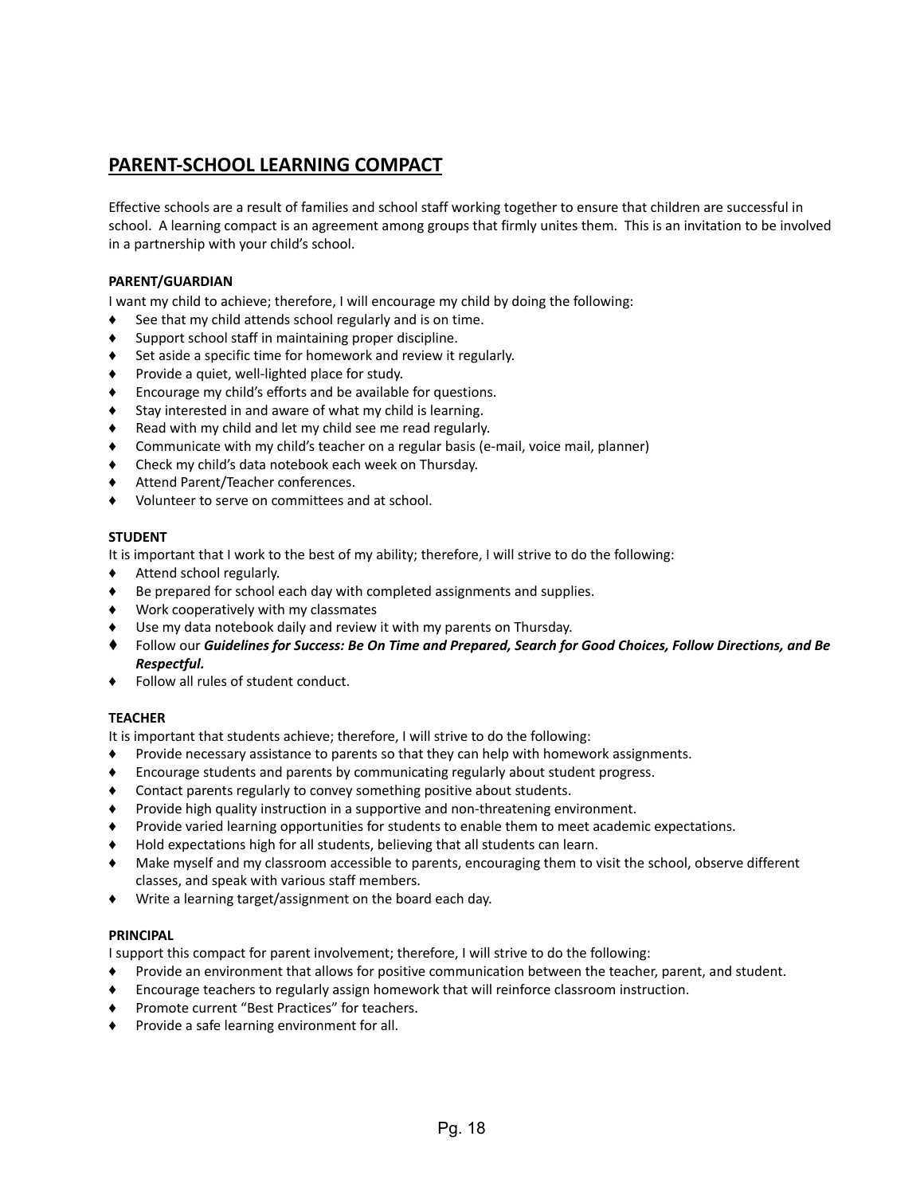## PARENT-SCHOOL LEARNING COMPACT

Effective schools are a result of families and school staff working together to ensure that children are successful in school. A learning compact is an agreement among groups that firmly unites them. This is an invitation to be involved in a partnership with your child's school.

**PARENT/GUARDIAN**

I want my child to achieve; therefore, I will encourage my child by doing the following:

- See that my child attends school regularly and is on time.
- Support school staff in maintaining proper discipline.
- Set aside a specific time for homework and review it regularly.
- Provide a quiet, well-lighted place for study.
- Encourage my child's efforts and be available for questions.
- Stay interested in and aware of what my child is learning.
- Read with my child and let my child see me read regularly.
- Communicate with my child's teacher on a regular basis (e-mail, voice mail, planner)
- Check my child's data notebook each week on Thursday.
- Attend Parent/Teacher conferences.
- Volunteer to serve on committees and at school.

**STUDENT**

It is important that I work to the best of my ability; therefore, I will strive to do the following:

- Attend school regularly.
- Be prepared for school each day with completed assignments and supplies.
- Work cooperatively with my classmates
- Use my data notebook daily and review it with my parents on Thursday.
- Follow our ***Guidelines for Success: Be On Time and Prepared, Search for Good Choices, Follow Directions, and Be Respectful.***
- Follow all rules of student conduct.

**TEACHER**

It is important that students achieve; therefore, I will strive to do the following:

- Provide necessary assistance to parents so that they can help with homework assignments.
- Encourage students and parents by communicating regularly about student progress.
- Contact parents regularly to convey something positive about students.
- Provide high quality instruction in a supportive and non-threatening environment.
- Provide varied learning opportunities for students to enable them to meet academic expectations.
- Hold expectations high for all students, believing that all students can learn.
- Make myself and my classroom accessible to parents, encouraging them to visit the school, observe different classes, and speak with various staff members.
- Write a learning target/assignment on the board each day.

**PRINCIPAL**

I support this compact for parent involvement; therefore, I will strive to do the following:

- Provide an environment that allows for positive communication between the teacher, parent, and student.
- Encourage teachers to regularly assign homework that will reinforce classroom instruction.
- Promote current "Best Practices" for teachers.
- Provide a safe learning environment for all.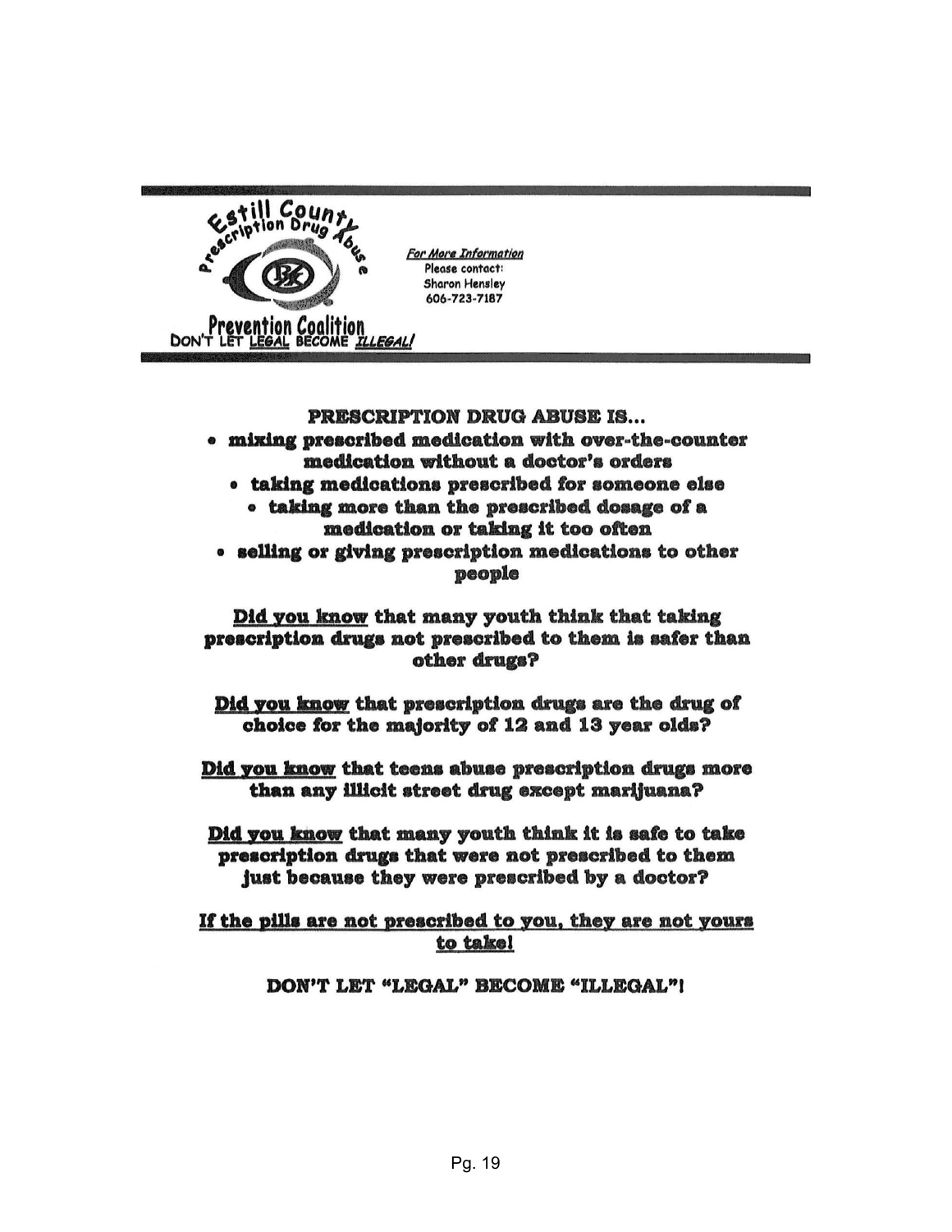Estill County Prescription Drug Abuse Prevention Coalition

DON'T LET LEGAL BECOME *ILLEGAL!*

*For More Information*
Please contact:
Sharon Hensley
606-723-7187

**PRESCRIPTION DRUG ABUSE IS...**

- **mixing prescribed medication with over-the-counter medication without a doctor's orders**
- **taking medications prescribed for someone else**
- **taking more than the prescribed dosage of a medication or taking it too often**
- **selling or giving prescription medications to other people**

**Did you know that many youth think that taking prescription drugs not prescribed to them is safer than other drugs?**

**Did you know that prescription drugs are the drug of choice for the majority of 12 and 13 year olds?**

**Did you know that teens abuse prescription drugs more than any illicit street drug except marijuana?**

**Did you know that many youth think it is safe to take prescription drugs that were not prescribed to them just because they were prescribed by a doctor?**

**If the pills are not prescribed to you, they are not yours to take!**

**DON'T LET "LEGAL" BECOME "ILLEGAL"!**